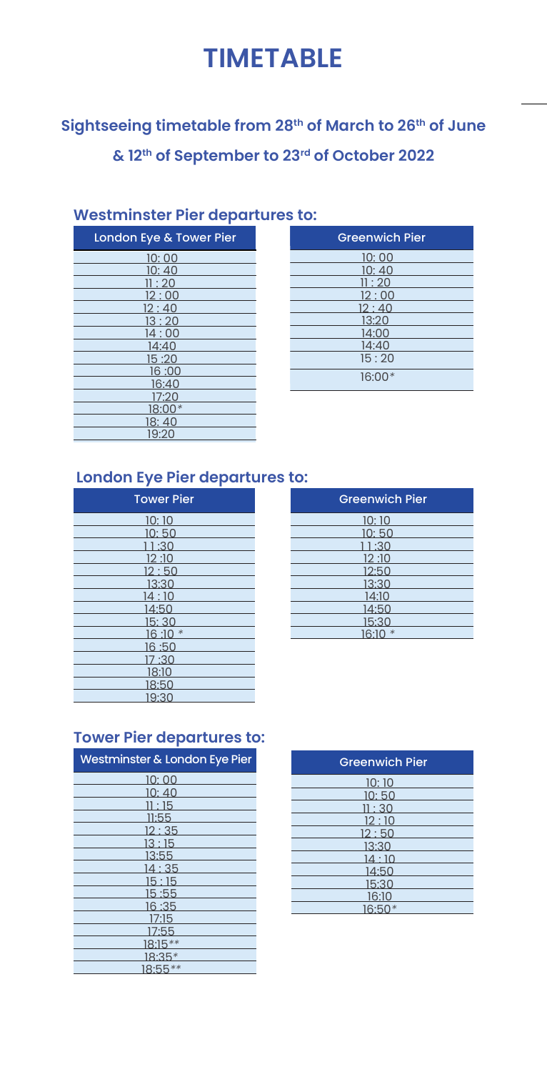# TIMETABLE

## Sightseeing timetable from 28th of March to 26th of June & 12th of September to 23rd of October 2022

### Westminster Pier departures to:

| London Eye & Tower Pier |
|---|
| 10: 00 |
| 10: 40 |
| 11 : 20 |
| 12 : 00 |
| 12 : 40 |
| 13 : 20 |
| 14 : 00 |
| 14:40 |
| 15 :20 |
| 16 :00 |
| 16:40 |
| 17:20 |
| 18:00* |
| 18: 40 |
| 19:20 |

| Greenwich Pier |
|---|
| 10: 00 |
| 10: 40 |
| 11 : 20 |
| 12 : 00 |
| 12 : 40 |
| 13:20 |
| 14:00 |
| 14:40 |
| 15 : 20 |
| 16:00* |

### London Eye Pier departures to:

| Tower Pier |
|---|
| 10: 10 |
| 10: 50 |
| 11:30 |
| 12 :10 |
| 12 : 50 |
| 13:30 |
| 14 : 10 |
| 14:50 |
| 15: 30 |
| 16 :10 * |
| 16 :50 |
| 17 :30 |
| 18:10 |
| 18:50 |
| 19:30 |

| Greenwich Pier |
|---|
| 10: 10 |
| 10: 50 |
| 11:30 |
| 12 :10 |
| 12:50 |
| 13:30 |
| 14:10 |
| 14:50 |
| 15:30 |
| 16:10 * |

### Tower Pier departures to:

| Westminster & London Eye Pier |
|---|
| 10: 00 |
| 10: 40 |
| 11 : 15 |
| 11:55 |
| 12 : 35 |
| 13 : 15 |
| 13:55 |
| 14 : 35 |
| 15 : 15 |
| 15 :55 |
| 16 :35 |
| 17:15 |
| 17:55 |
| 18:15** |
| 18:35* |
| 18:55** |

| Greenwich Pier |
|---|
| 10: 10 |
| 10: 50 |
| 11 : 30 |
| 12 : 10 |
| 12 : 50 |
| 13:30 |
| 14 : 10 |
| 14:50 |
| 15:30 |
| 16:10 |
| 16:50* |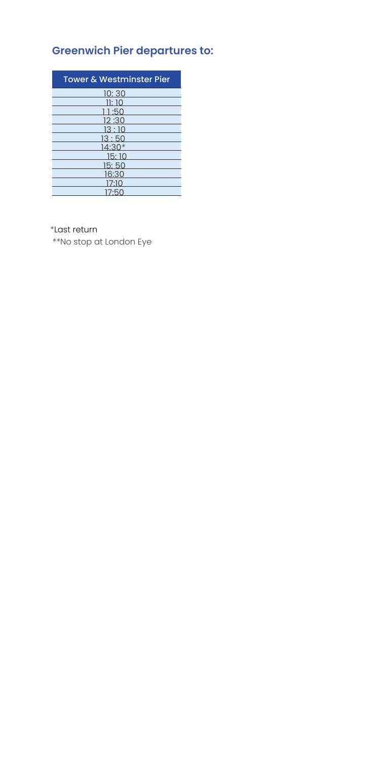## Greenwich Pier departures to:

| Tower & Westminster Pier |
|---|
| 10: 30 |
| 11: 10 |
| 11:50 |
| 12 :30 |
| 13 : 10 |
| 13 : 50 |
| 14:30* |
| 15: 10 |
| 15: 50 |
| 16:30 |
| 17:10 |
| 17:50 |

*Last return

**No stop at London Eye